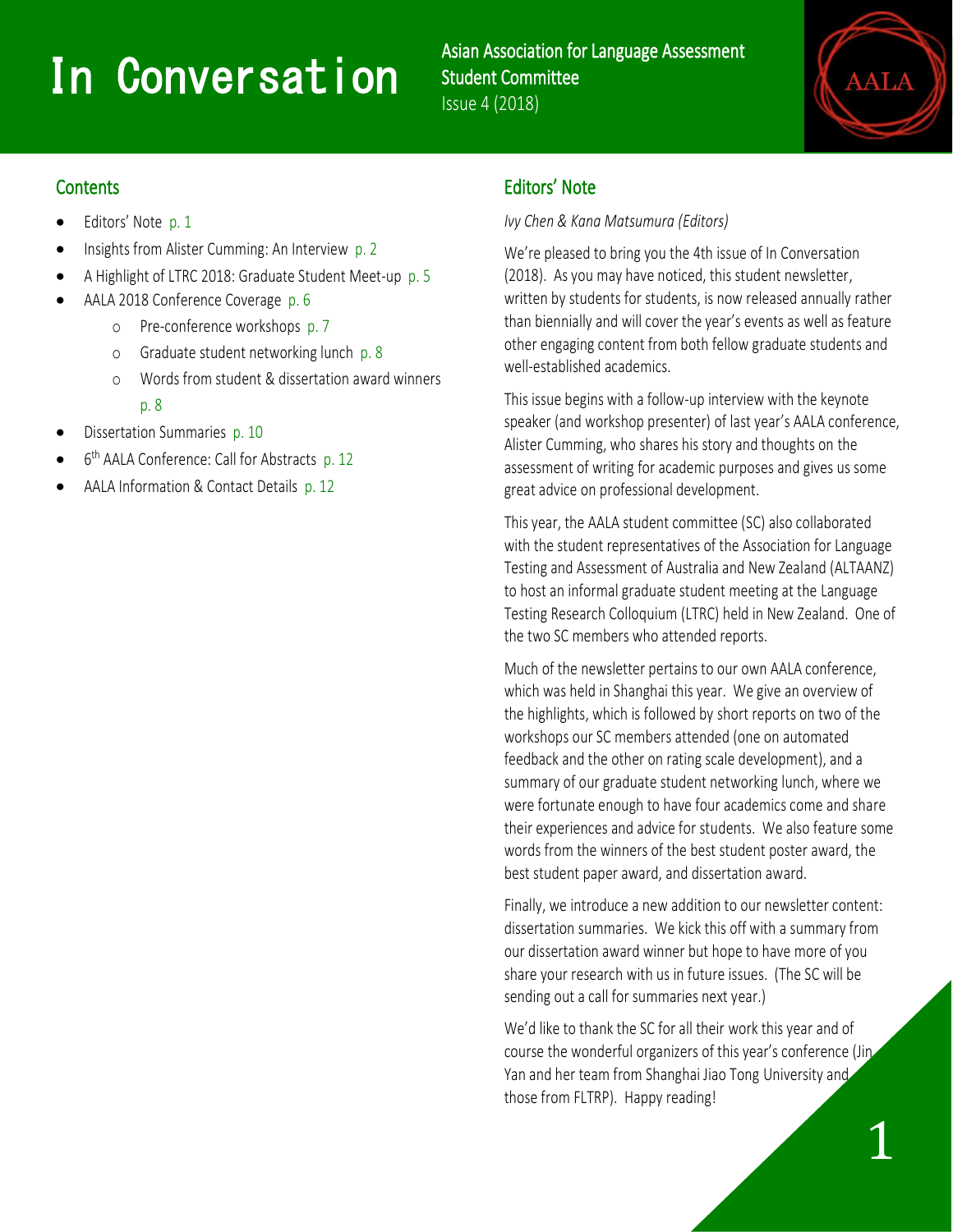# In Conversation

Asian Association for Language Assessment
Student Committee
Issue 4 (2018)

AALA

## Contents

- Editors' Note p. 1
- Insights from Alister Cumming: An Interview p. 2
- A Highlight of LTRC 2018: Graduate Student Meet-up p. 5
- AALA 2018 Conference Coverage p. 6
  - Pre-conference workshops p. 7
  - Graduate student networking lunch p. 8
  - Words from student & dissertation award winners p. 8
- Dissertation Summaries p. 10
- 6th AALA Conference: Call for Abstracts p. 12
- AALA Information & Contact Details p. 12

## Editors' Note

*Ivy Chen & Kana Matsumura (Editors)*

We're pleased to bring you the 4th issue of In Conversation (2018). As you may have noticed, this student newsletter, written by students for students, is now released annually rather than biennially and will cover the year's events as well as feature other engaging content from both fellow graduate students and well-established academics.

This issue begins with a follow-up interview with the keynote speaker (and workshop presenter) of last year's AALA conference, Alister Cumming, who shares his story and thoughts on the assessment of writing for academic purposes and gives us some great advice on professional development.

This year, the AALA student committee (SC) also collaborated with the student representatives of the Association for Language Testing and Assessment of Australia and New Zealand (ALTAANZ) to host an informal graduate student meeting at the Language Testing Research Colloquium (LTRC) held in New Zealand. One of the two SC members who attended reports.

Much of the newsletter pertains to our own AALA conference, which was held in Shanghai this year. We give an overview of the highlights, which is followed by short reports on two of the workshops our SC members attended (one on automated feedback and the other on rating scale development), and a summary of our graduate student networking lunch, where we were fortunate enough to have four academics come and share their experiences and advice for students. We also feature some words from the winners of the best student poster award, the best student paper award, and dissertation award.

Finally, we introduce a new addition to our newsletter content: dissertation summaries. We kick this off with a summary from our dissertation award winner but hope to have more of you share your research with us in future issues. (The SC will be sending out a call for summaries next year.)

We'd like to thank the SC for all their work this year and of course the wonderful organizers of this year's conference (Jin Yan and her team from Shanghai Jiao Tong University and those from FLTRP). Happy reading!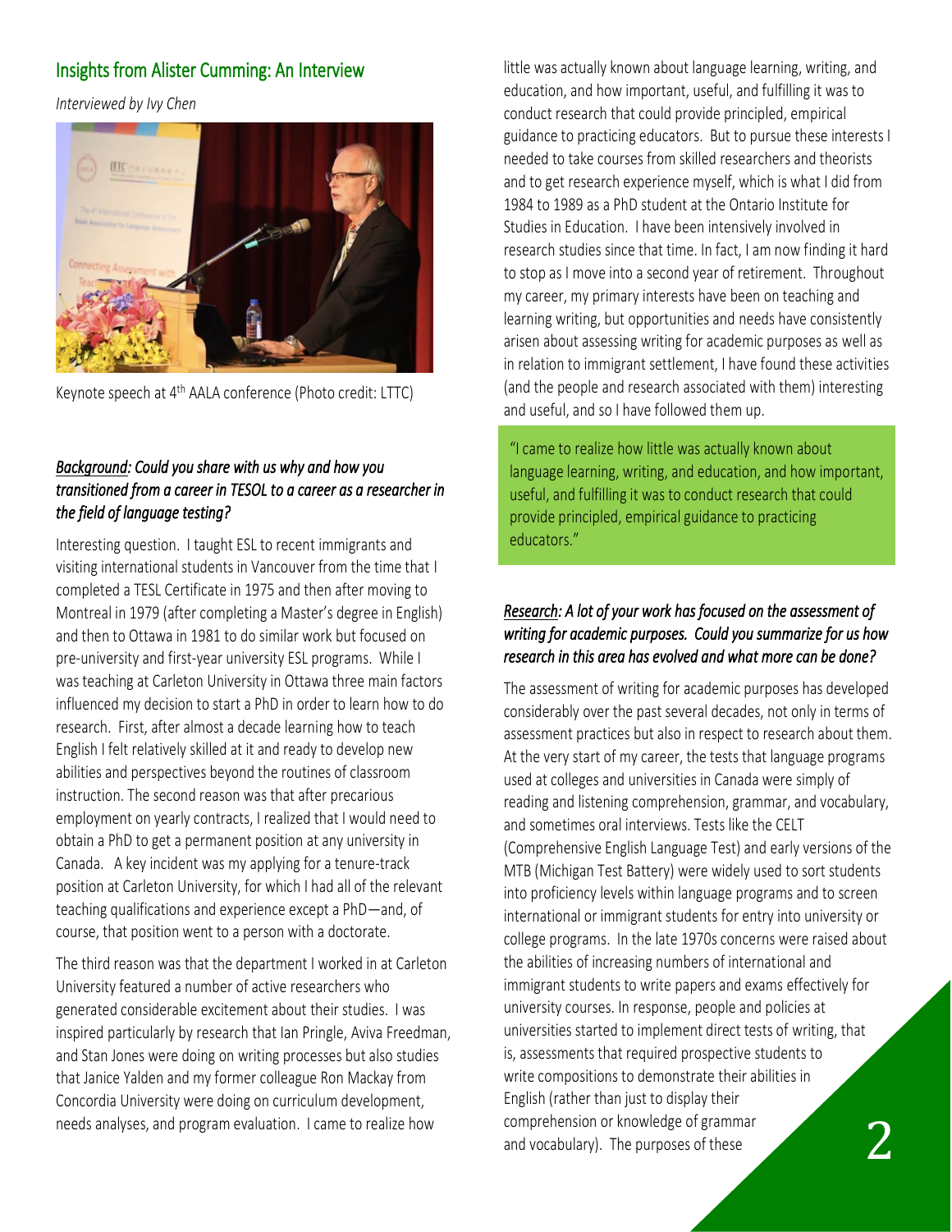## Insights from Alister Cumming: An Interview

*Interviewed by Ivy Chen*

Keynote speech at 4th AALA conference (Photo credit: LTTC)

***Background**: Could you share with us why and how you transitioned from a career in TESOL to a career as a researcher in the field of language testing?*

Interesting question. I taught ESL to recent immigrants and visiting international students in Vancouver from the time that I completed a TESL Certificate in 1975 and then after moving to Montreal in 1979 (after completing a Master's degree in English) and then to Ottawa in 1981 to do similar work but focused on pre-university and first-year university ESL programs. While I was teaching at Carleton University in Ottawa three main factors influenced my decision to start a PhD in order to learn how to do research. First, after almost a decade learning how to teach English I felt relatively skilled at it and ready to develop new abilities and perspectives beyond the routines of classroom instruction. The second reason was that after precarious employment on yearly contracts, I realized that I would need to obtain a PhD to get a permanent position at any university in Canada. A key incident was my applying for a tenure-track position at Carleton University, for which I had all of the relevant teaching qualifications and experience except a PhD—and, of course, that position went to a person with a doctorate.

The third reason was that the department I worked in at Carleton University featured a number of active researchers who generated considerable excitement about their studies. I was inspired particularly by research that Ian Pringle, Aviva Freedman, and Stan Jones were doing on writing processes but also studies that Janice Yalden and my former colleague Ron Mackay from Concordia University were doing on curriculum development, needs analyses, and program evaluation. I came to realize how little was actually known about language learning, writing, and education, and how important, useful, and fulfilling it was to conduct research that could provide principled, empirical guidance to practicing educators. But to pursue these interests I needed to take courses from skilled researchers and theorists and to get research experience myself, which is what I did from 1984 to 1989 as a PhD student at the Ontario Institute for Studies in Education. I have been intensively involved in research studies since that time. In fact, I am now finding it hard to stop as I move into a second year of retirement. Throughout my career, my primary interests have been on teaching and learning writing, but opportunities and needs have consistently arisen about assessing writing for academic purposes as well as in relation to immigrant settlement, I have found these activities (and the people and research associated with them) interesting and useful, and so I have followed them up.

> "I came to realize how little was actually known about language learning, writing, and education, and how important, useful, and fulfilling it was to conduct research that could provide principled, empirical guidance to practicing educators."

***Research**: A lot of your work has focused on the assessment of writing for academic purposes. Could you summarize for us how research in this area has evolved and what more can be done?*

The assessment of writing for academic purposes has developed considerably over the past several decades, not only in terms of assessment practices but also in respect to research about them. At the very start of my career, the tests that language programs used at colleges and universities in Canada were simply of reading and listening comprehension, grammar, and vocabulary, and sometimes oral interviews. Tests like the CELT (Comprehensive English Language Test) and early versions of the MTB (Michigan Test Battery) were widely used to sort students into proficiency levels within language programs and to screen international or immigrant students for entry into university or college programs. In the late 1970s concerns were raised about the abilities of increasing numbers of international and immigrant students to write papers and exams effectively for university courses. In response, people and policies at universities started to implement direct tests of writing, that is, assessments that required prospective students to write compositions to demonstrate their abilities in English (rather than just to display their comprehension or knowledge of grammar and vocabulary). The purposes of these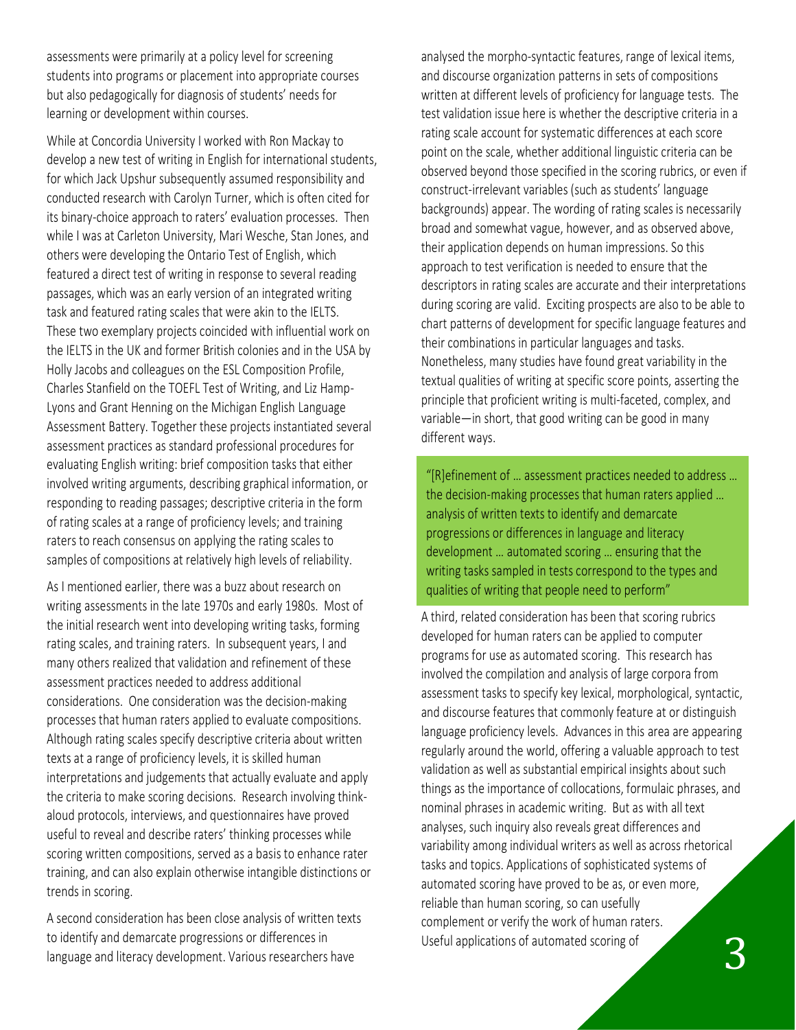assessments were primarily at a policy level for screening students into programs or placement into appropriate courses but also pedagogically for diagnosis of students' needs for learning or development within courses.

While at Concordia University I worked with Ron Mackay to develop a new test of writing in English for international students, for which Jack Upshur subsequently assumed responsibility and conducted research with Carolyn Turner, which is often cited for its binary-choice approach to raters' evaluation processes. Then while I was at Carleton University, Mari Wesche, Stan Jones, and others were developing the Ontario Test of English, which featured a direct test of writing in response to several reading passages, which was an early version of an integrated writing task and featured rating scales that were akin to the IELTS. These two exemplary projects coincided with influential work on the IELTS in the UK and former British colonies and in the USA by Holly Jacobs and colleagues on the ESL Composition Profile, Charles Stanfield on the TOEFL Test of Writing, and Liz Hamp-Lyons and Grant Henning on the Michigan English Language Assessment Battery. Together these projects instantiated several assessment practices as standard professional procedures for evaluating English writing: brief composition tasks that either involved writing arguments, describing graphical information, or responding to reading passages; descriptive criteria in the form of rating scales at a range of proficiency levels; and training raters to reach consensus on applying the rating scales to samples of compositions at relatively high levels of reliability.

As I mentioned earlier, there was a buzz about research on writing assessments in the late 1970s and early 1980s. Most of the initial research went into developing writing tasks, forming rating scales, and training raters. In subsequent years, I and many others realized that validation and refinement of these assessment practices needed to address additional considerations. One consideration was the decision-making processes that human raters applied to evaluate compositions. Although rating scales specify descriptive criteria about written texts at a range of proficiency levels, it is skilled human interpretations and judgements that actually evaluate and apply the criteria to make scoring decisions. Research involving think-aloud protocols, interviews, and questionnaires have proved useful to reveal and describe raters' thinking processes while scoring written compositions, served as a basis to enhance rater training, and can also explain otherwise intangible distinctions or trends in scoring.

A second consideration has been close analysis of written texts to identify and demarcate progressions or differences in language and literacy development. Various researchers have analysed the morpho-syntactic features, range of lexical items, and discourse organization patterns in sets of compositions written at different levels of proficiency for language tests. The test validation issue here is whether the descriptive criteria in a rating scale account for systematic differences at each score point on the scale, whether additional linguistic criteria can be observed beyond those specified in the scoring rubrics, or even if construct-irrelevant variables (such as students' language backgrounds) appear. The wording of rating scales is necessarily broad and somewhat vague, however, and as observed above, their application depends on human impressions. So this approach to test verification is needed to ensure that the descriptors in rating scales are accurate and their interpretations during scoring are valid. Exciting prospects are also to be able to chart patterns of development for specific language features and their combinations in particular languages and tasks. Nonetheless, many studies have found great variability in the textual qualities of writing at specific score points, asserting the principle that proficient writing is multi-faceted, complex, and variable—in short, that good writing can be good in many different ways.

> "[R]efinement of … assessment practices needed to address … the decision-making processes that human raters applied … analysis of written texts to identify and demarcate progressions or differences in language and literacy development … automated scoring … ensuring that the writing tasks sampled in tests correspond to the types and qualities of writing that people need to perform"

A third, related consideration has been that scoring rubrics developed for human raters can be applied to computer programs for use as automated scoring. This research has involved the compilation and analysis of large corpora from assessment tasks to specify key lexical, morphological, syntactic, and discourse features that commonly feature at or distinguish language proficiency levels. Advances in this area are appearing regularly around the world, offering a valuable approach to test validation as well as substantial empirical insights about such things as the importance of collocations, formulaic phrases, and nominal phrases in academic writing. But as with all text analyses, such inquiry also reveals great differences and variability among individual writers as well as across rhetorical tasks and topics. Applications of sophisticated systems of automated scoring have proved to be as, or even more, reliable than human scoring, so can usefully complement or verify the work of human raters. Useful applications of automated scoring of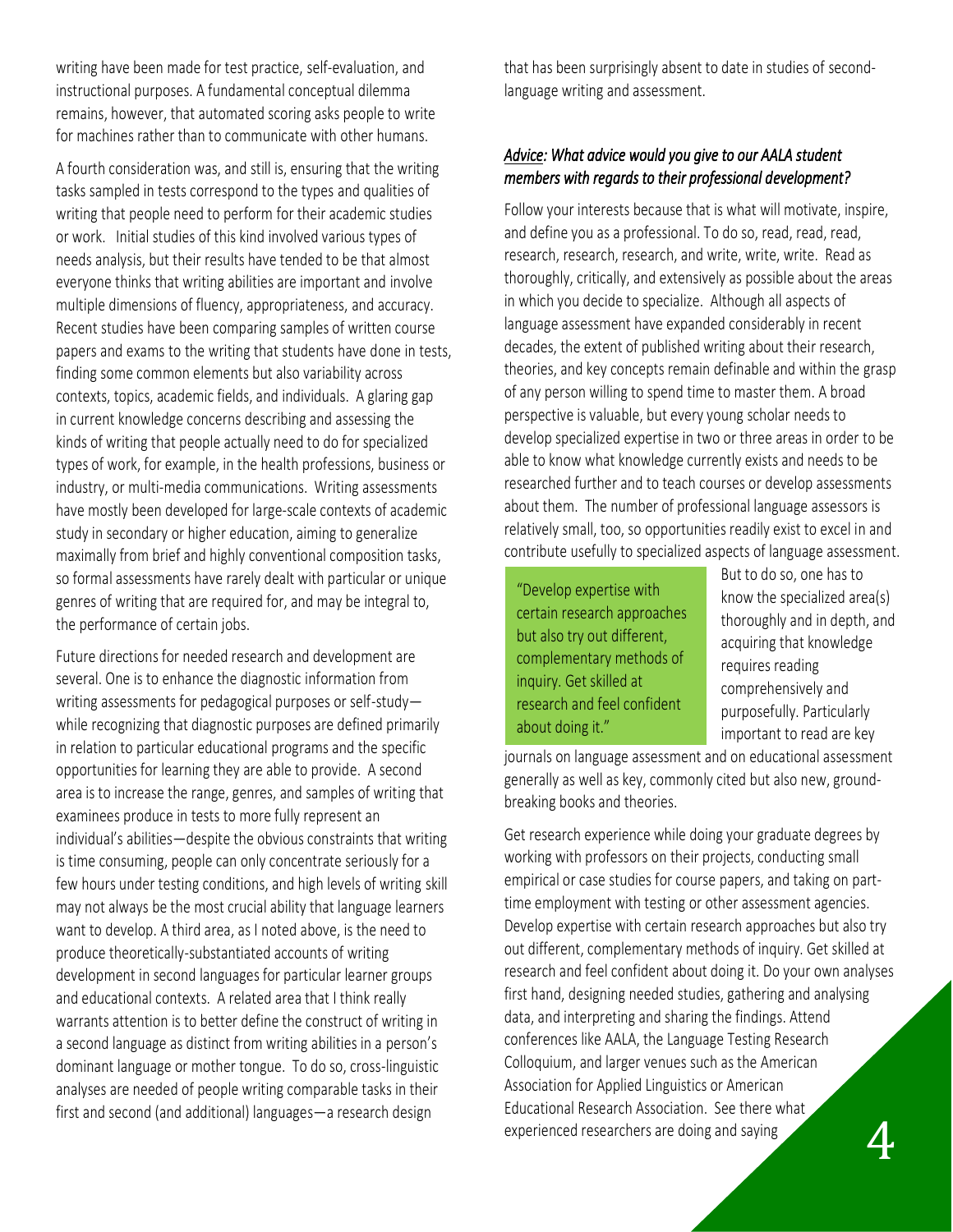writing have been made for test practice, self-evaluation, and instructional purposes. A fundamental conceptual dilemma remains, however, that automated scoring asks people to write for machines rather than to communicate with other humans.

A fourth consideration was, and still is, ensuring that the writing tasks sampled in tests correspond to the types and qualities of writing that people need to perform for their academic studies or work. Initial studies of this kind involved various types of needs analysis, but their results have tended to be that almost everyone thinks that writing abilities are important and involve multiple dimensions of fluency, appropriateness, and accuracy. Recent studies have been comparing samples of written course papers and exams to the writing that students have done in tests, finding some common elements but also variability across contexts, topics, academic fields, and individuals. A glaring gap in current knowledge concerns describing and assessing the kinds of writing that people actually need to do for specialized types of work, for example, in the health professions, business or industry, or multi-media communications. Writing assessments have mostly been developed for large-scale contexts of academic study in secondary or higher education, aiming to generalize maximally from brief and highly conventional composition tasks, so formal assessments have rarely dealt with particular or unique genres of writing that are required for, and may be integral to, the performance of certain jobs.

Future directions for needed research and development are several. One is to enhance the diagnostic information from writing assessments for pedagogical purposes or self-study—while recognizing that diagnostic purposes are defined primarily in relation to particular educational programs and the specific opportunities for learning they are able to provide. A second area is to increase the range, genres, and samples of writing that examinees produce in tests to more fully represent an individual's abilities—despite the obvious constraints that writing is time consuming, people can only concentrate seriously for a few hours under testing conditions, and high levels of writing skill may not always be the most crucial ability that language learners want to develop. A third area, as I noted above, is the need to produce theoretically-substantiated accounts of writing development in second languages for particular learner groups and educational contexts. A related area that I think really warrants attention is to better define the construct of writing in a second language as distinct from writing abilities in a person's dominant language or mother tongue. To do so, cross-linguistic analyses are needed of people writing comparable tasks in their first and second (and additional) languages—a research design that has been surprisingly absent to date in studies of second-language writing and assessment.

### *Advice: What advice would you give to our AALA student members with regards to their professional development?*

Follow your interests because that is what will motivate, inspire, and define you as a professional. To do so, read, read, read, research, research, research, and write, write, write. Read as thoroughly, critically, and extensively as possible about the areas in which you decide to specialize. Although all aspects of language assessment have expanded considerably in recent decades, the extent of published writing about their research, theories, and key concepts remain definable and within the grasp of any person willing to spend time to master them. A broad perspective is valuable, but every young scholar needs to develop specialized expertise in two or three areas in order to be able to know what knowledge currently exists and needs to be researched further and to teach courses or develop assessments about them. The number of professional language assessors is relatively small, too, so opportunities readily exist to excel in and contribute usefully to specialized aspects of language assessment. But to do so, one has to know the specialized area(s) thoroughly and in depth, and acquiring that knowledge requires reading comprehensively and purposefully. Particularly important to read are key journals on language assessment and on educational assessment generally as well as key, commonly cited but also new, ground-breaking books and theories.

> "Develop expertise with certain research approaches but also try out different, complementary methods of inquiry. Get skilled at research and feel confident about doing it."

Get research experience while doing your graduate degrees by working with professors on their projects, conducting small empirical or case studies for course papers, and taking on part-time employment with testing or other assessment agencies. Develop expertise with certain research approaches but also try out different, complementary methods of inquiry. Get skilled at research and feel confident about doing it. Do your own analyses first hand, designing needed studies, gathering and analysing data, and interpreting and sharing the findings. Attend conferences like AALA, the Language Testing Research Colloquium, and larger venues such as the American Association for Applied Linguistics or American Educational Research Association. See there what experienced researchers are doing and saying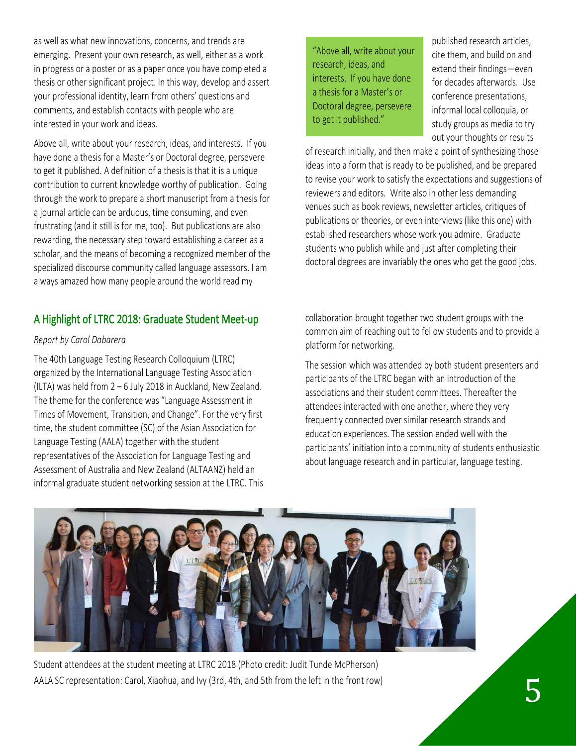as well as what new innovations, concerns, and trends are emerging. Present your own research, as well, either as a work in progress or a poster or as a paper once you have completed a thesis or other significant project. In this way, develop and assert your professional identity, learn from others' questions and comments, and establish contacts with people who are interested in your work and ideas.

Above all, write about your research, ideas, and interests. If you have done a thesis for a Master's or Doctoral degree, persevere to get it published. A definition of a thesis is that it is a unique contribution to current knowledge worthy of publication. Going through the work to prepare a short manuscript from a thesis for a journal article can be arduous, time consuming, and even frustrating (and it still is for me, too). But publications are also rewarding, the necessary step toward establishing a career as a scholar, and the means of becoming a recognized member of the specialized discourse community called language assessors. I am always amazed how many people around the world read my published research articles, cite them, and build on and extend their findings—even for decades afterwards. Use conference presentations, informal local colloquia, or study groups as media to try out your thoughts or results of research initially, and then make a point of synthesizing those ideas into a form that is ready to be published, and be prepared to revise your work to satisfy the expectations and suggestions of reviewers and editors. Write also in other less demanding venues such as book reviews, newsletter articles, critiques of publications or theories, or even interviews (like this one) with established researchers whose work you admire. Graduate students who publish while and just after completing their doctoral degrees are invariably the ones who get the good jobs.

> "Above all, write about your research, ideas, and interests. If you have done a thesis for a Master's or Doctoral degree, persevere to get it published."

## A Highlight of LTRC 2018: Graduate Student Meet-up

*Report by Carol Dabarera*

The 40th Language Testing Research Colloquium (LTRC) organized by the International Language Testing Association (ILTA) was held from 2 – 6 July 2018 in Auckland, New Zealand. The theme for the conference was "Language Assessment in Times of Movement, Transition, and Change". For the very first time, the student committee (SC) of the Asian Association for Language Testing (AALA) together with the student representatives of the Association for Language Testing and Assessment of Australia and New Zealand (ALTAANZ) held an informal graduate student networking session at the LTRC. This collaboration brought together two student groups with the common aim of reaching out to fellow students and to provide a platform for networking.

The session which was attended by both student presenters and participants of the LTRC began with an introduction of the associations and their student committees. Thereafter the attendees interacted with one another, where they very frequently connected over similar research strands and education experiences. The session ended well with the participants' initiation into a community of students enthusiastic about language research and in particular, language testing.

Student attendees at the student meeting at LTRC 2018 (Photo credit: Judit Tunde McPherson)
AALA SC representation: Carol, Xiaohua, and Ivy (3rd, 4th, and 5th from the left in the front row)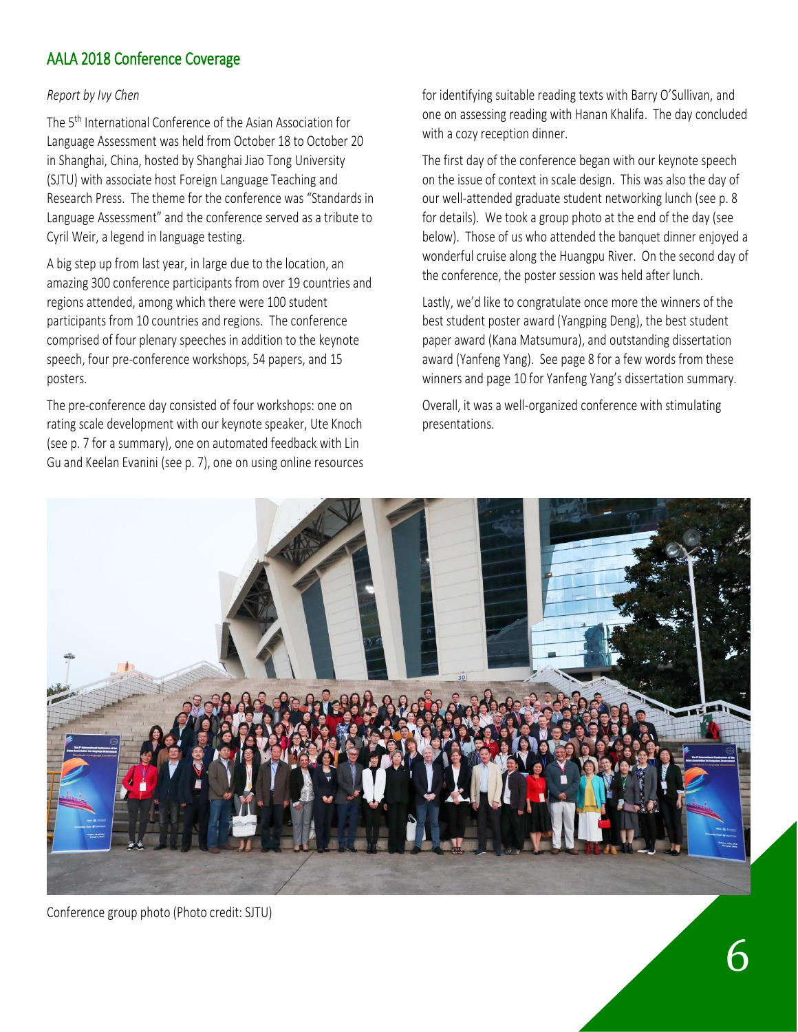## AALA 2018 Conference Coverage

*Report by Ivy Chen*

The 5th International Conference of the Asian Association for Language Assessment was held from October 18 to October 20 in Shanghai, China, hosted by Shanghai Jiao Tong University (SJTU) with associate host Foreign Language Teaching and Research Press. The theme for the conference was "Standards in Language Assessment" and the conference served as a tribute to Cyril Weir, a legend in language testing.

A big step up from last year, in large due to the location, an amazing 300 conference participants from over 19 countries and regions attended, among which there were 100 student participants from 10 countries and regions. The conference comprised of four plenary speeches in addition to the keynote speech, four pre-conference workshops, 54 papers, and 15 posters.

The pre-conference day consisted of four workshops: one on rating scale development with our keynote speaker, Ute Knoch (see p. 7 for a summary), one on automated feedback with Lin Gu and Keelan Evanini (see p. 7), one on using online resources for identifying suitable reading texts with Barry O'Sullivan, and one on assessing reading with Hanan Khalifa. The day concluded with a cozy reception dinner.

The first day of the conference began with our keynote speech on the issue of context in scale design. This was also the day of our well-attended graduate student networking lunch (see p. 8 for details). We took a group photo at the end of the day (see below). Those of us who attended the banquet dinner enjoyed a wonderful cruise along the Huangpu River. On the second day of the conference, the poster session was held after lunch.

Lastly, we'd like to congratulate once more the winners of the best student poster award (Yangping Deng), the best student paper award (Kana Matsumura), and outstanding dissertation award (Yanfeng Yang). See page 8 for a few words from these winners and page 10 for Yanfeng Yang's dissertation summary.

Overall, it was a well-organized conference with stimulating presentations.

Conference group photo (Photo credit: SJTU)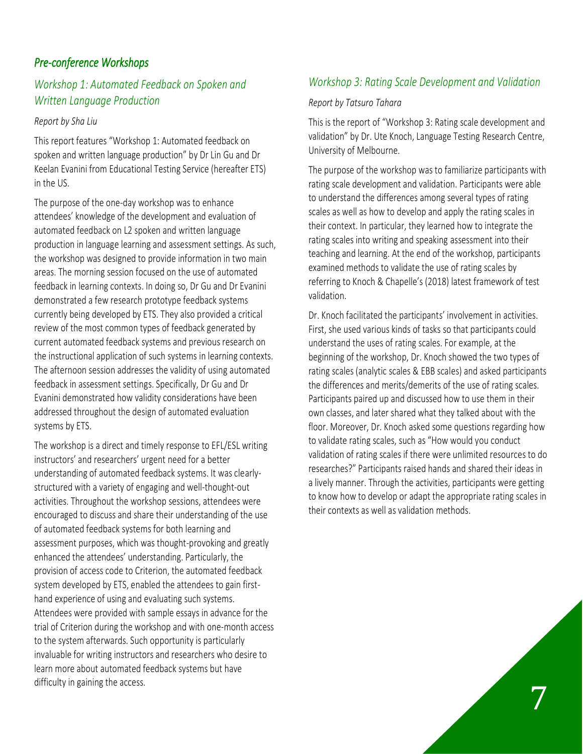## *Pre-conference Workshops*

### *Workshop 1: Automated Feedback on Spoken and Written Language Production*

*Report by Sha Liu*

This report features "Workshop 1: Automated feedback on spoken and written language production" by Dr Lin Gu and Dr Keelan Evanini from Educational Testing Service (hereafter ETS) in the US.

The purpose of the one-day workshop was to enhance attendees' knowledge of the development and evaluation of automated feedback on L2 spoken and written language production in language learning and assessment settings. As such, the workshop was designed to provide information in two main areas. The morning session focused on the use of automated feedback in learning contexts. In doing so, Dr Gu and Dr Evanini demonstrated a few research prototype feedback systems currently being developed by ETS. They also provided a critical review of the most common types of feedback generated by current automated feedback systems and previous research on the instructional application of such systems in learning contexts. The afternoon session addresses the validity of using automated feedback in assessment settings. Specifically, Dr Gu and Dr Evanini demonstrated how validity considerations have been addressed throughout the design of automated evaluation systems by ETS.

The workshop is a direct and timely response to EFL/ESL writing instructors' and researchers' urgent need for a better understanding of automated feedback systems. It was clearly-structured with a variety of engaging and well-thought-out activities. Throughout the workshop sessions, attendees were encouraged to discuss and share their understanding of the use of automated feedback systems for both learning and assessment purposes, which was thought-provoking and greatly enhanced the attendees' understanding. Particularly, the provision of access code to Criterion, the automated feedback system developed by ETS, enabled the attendees to gain first-hand experience of using and evaluating such systems. Attendees were provided with sample essays in advance for the trial of Criterion during the workshop and with one-month access to the system afterwards. Such opportunity is particularly invaluable for writing instructors and researchers who desire to learn more about automated feedback systems but have difficulty in gaining the access.

### *Workshop 3: Rating Scale Development and Validation*

*Report by Tatsuro Tahara*

This is the report of "Workshop 3: Rating scale development and validation" by Dr. Ute Knoch, Language Testing Research Centre, University of Melbourne.

The purpose of the workshop was to familiarize participants with rating scale development and validation. Participants were able to understand the differences among several types of rating scales as well as how to develop and apply the rating scales in their context. In particular, they learned how to integrate the rating scales into writing and speaking assessment into their teaching and learning. At the end of the workshop, participants examined methods to validate the use of rating scales by referring to Knoch & Chapelle's (2018) latest framework of test validation.

Dr. Knoch facilitated the participants' involvement in activities. First, she used various kinds of tasks so that participants could understand the uses of rating scales. For example, at the beginning of the workshop, Dr. Knoch showed the two types of rating scales (analytic scales & EBB scales) and asked participants the differences and merits/demerits of the use of rating scales. Participants paired up and discussed how to use them in their own classes, and later shared what they talked about with the floor. Moreover, Dr. Knoch asked some questions regarding how to validate rating scales, such as "How would you conduct validation of rating scales if there were unlimited resources to do researches?" Participants raised hands and shared their ideas in a lively manner. Through the activities, participants were getting to know how to develop or adapt the appropriate rating scales in their contexts as well as validation methods.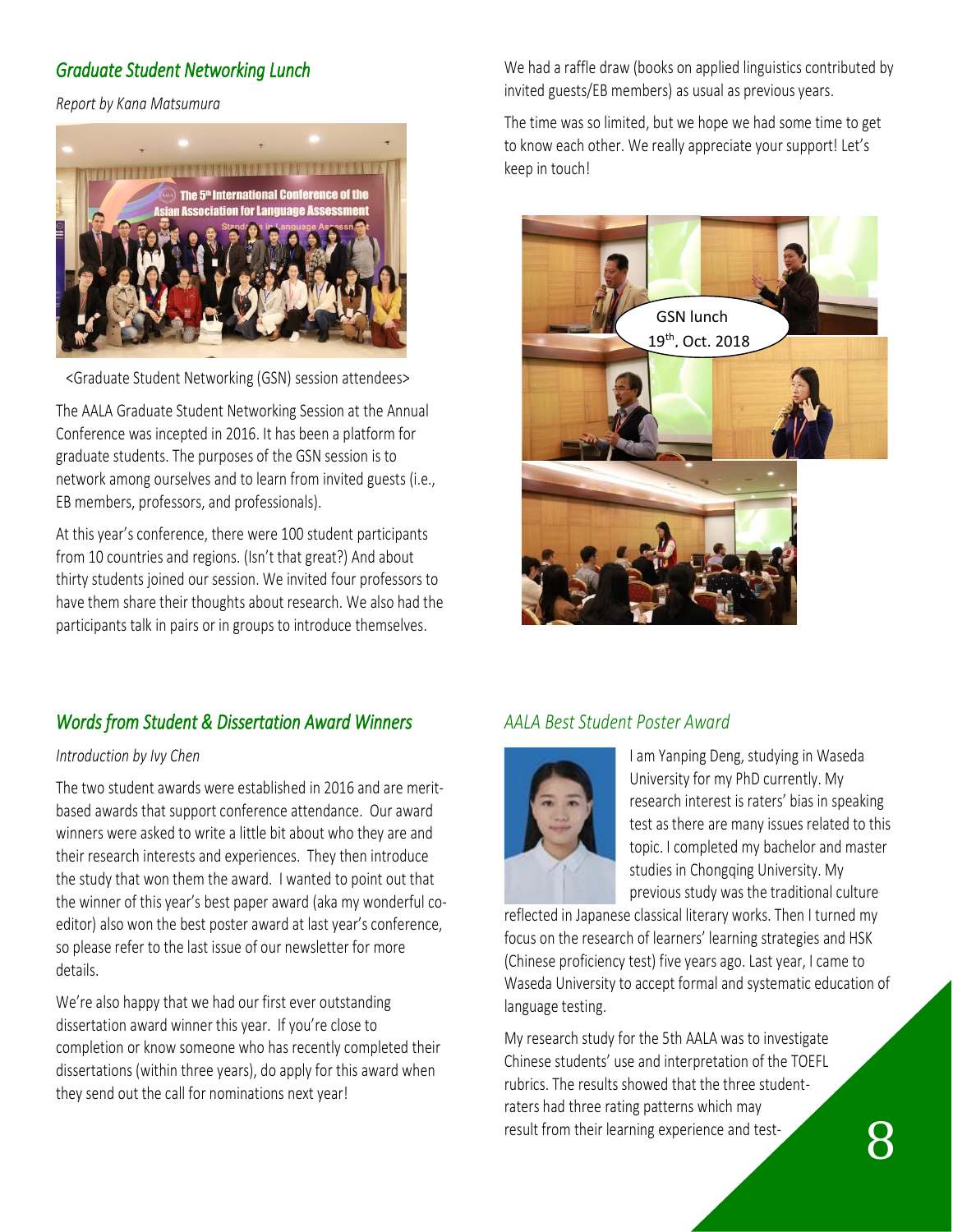## *Graduate Student Networking Lunch*

*Report by Kana Matsumura*

<Graduate Student Networking (GSN) session attendees>

The AALA Graduate Student Networking Session at the Annual Conference was incepted in 2016. It has been a platform for graduate students. The purposes of the GSN session is to network among ourselves and to learn from invited guests (i.e., EB members, professors, and professionals).

At this year's conference, there were 100 student participants from 10 countries and regions. (Isn't that great?) And about thirty students joined our session. We invited four professors to have them share their thoughts about research. We also had the participants talk in pairs or in groups to introduce themselves.

We had a raffle draw (books on applied linguistics contributed by invited guests/EB members) as usual as previous years.

The time was so limited, but we hope we had some time to get to know each other. We really appreciate your support! Let's keep in touch!

GSN lunch
19th, Oct. 2018

## *Words from Student & Dissertation Award Winners*

*Introduction by Ivy Chen*

The two student awards were established in 2016 and are merit-based awards that support conference attendance. Our award winners were asked to write a little bit about who they are and their research interests and experiences. They then introduce the study that won them the award. I wanted to point out that the winner of this year's best paper award (aka my wonderful co-editor) also won the best poster award at last year's conference, so please refer to the last issue of our newsletter for more details.

We're also happy that we had our first ever outstanding dissertation award winner this year. If you're close to completion or know someone who has recently completed their dissertations (within three years), do apply for this award when they send out the call for nominations next year!

## *AALA Best Student Poster Award*

I am Yanping Deng, studying in Waseda University for my PhD currently. My research interest is raters' bias in speaking test as there are many issues related to this topic. I completed my bachelor and master studies in Chongqing University. My previous study was the traditional culture reflected in Japanese classical literary works. Then I turned my focus on the research of learners' learning strategies and HSK (Chinese proficiency test) five years ago. Last year, I came to Waseda University to accept formal and systematic education of language testing.

My research study for the 5th AALA was to investigate Chinese students' use and interpretation of the TOEFL rubrics. The results showed that the three student-raters had three rating patterns which may result from their learning experience and test-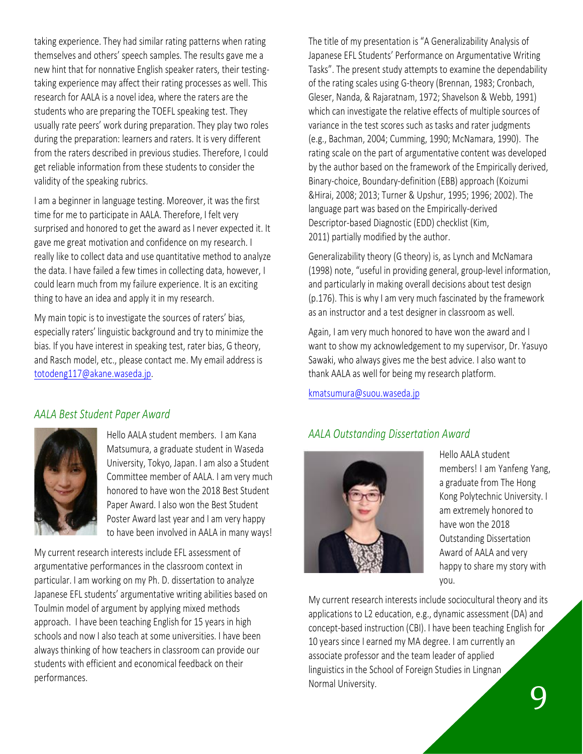taking experience. They had similar rating patterns when rating themselves and others' speech samples. The results gave me a new hint that for nonnative English speaker raters, their testing-taking experience may affect their rating processes as well. This research for AALA is a novel idea, where the raters are the students who are preparing the TOEFL speaking test. They usually rate peers' work during preparation. They play two roles during the preparation: learners and raters. It is very different from the raters described in previous studies. Therefore, I could get reliable information from these students to consider the validity of the speaking rubrics.

I am a beginner in language testing. Moreover, it was the first time for me to participate in AALA. Therefore, I felt very surprised and honored to get the award as I never expected it. It gave me great motivation and confidence on my research. I really like to collect data and use quantitative method to analyze the data. I have failed a few times in collecting data, however, I could learn much from my failure experience. It is an exciting thing to have an idea and apply it in my research.

My main topic is to investigate the sources of raters' bias, especially raters' linguistic background and try to minimize the bias. If you have interest in speaking test, rater bias, G theory, and Rasch model, etc., please contact me. My email address is totodeng117@akane.waseda.jp.

### *AALA Best Student Paper Award*

Hello AALA student members. I am Kana Matsumura, a graduate student in Waseda University, Tokyo, Japan. I am also a Student Committee member of AALA. I am very much honored to have won the 2018 Best Student Paper Award. I also won the Best Student Poster Award last year and I am very happy to have been involved in AALA in many ways!

My current research interests include EFL assessment of argumentative performances in the classroom context in particular. I am working on my Ph. D. dissertation to analyze Japanese EFL students' argumentative writing abilities based on Toulmin model of argument by applying mixed methods approach. I have been teaching English for 15 years in high schools and now I also teach at some universities. I have been always thinking of how teachers in classroom can provide our students with efficient and economical feedback on their performances.

The title of my presentation is "A Generalizability Analysis of Japanese EFL Students' Performance on Argumentative Writing Tasks". The present study attempts to examine the dependability of the rating scales using G-theory (Brennan, 1983; Cronbach, Gleser, Nanda, & Rajaratnam, 1972; Shavelson & Webb, 1991) which can investigate the relative effects of multiple sources of variance in the test scores such as tasks and rater judgments (e.g., Bachman, 2004; Cumming, 1990; McNamara, 1990). The rating scale on the part of argumentative content was developed by the author based on the framework of the Empirically derived, Binary-choice, Boundary-definition (EBB) approach (Koizumi &Hirai, 2008; 2013; Turner & Upshur, 1995; 1996; 2002). The language part was based on the Empirically-derived Descriptor-based Diagnostic (EDD) checklist (Kim, 2011) partially modified by the author.

Generalizability theory (G theory) is, as Lynch and McNamara (1998) note, "useful in providing general, group-level information, and particularly in making overall decisions about test design (p.176). This is why I am very much fascinated by the framework as an instructor and a test designer in classroom as well.

Again, I am very much honored to have won the award and I want to show my acknowledgement to my supervisor, Dr. Yasuyo Sawaki, who always gives me the best advice. I also want to thank AALA as well for being my research platform.

kmatsumura@suou.waseda.jp

### *AALA Outstanding Dissertation Award*

Hello AALA student members! I am Yanfeng Yang, a graduate from The Hong Kong Polytechnic University. I am extremely honored to have won the 2018 Outstanding Dissertation Award of AALA and very happy to share my story with you.

My current research interests include sociocultural theory and its applications to L2 education, e.g., dynamic assessment (DA) and concept-based instruction (CBI). I have been teaching English for 10 years since I earned my MA degree. I am currently an associate professor and the team leader of applied linguistics in the School of Foreign Studies in Lingnan Normal University.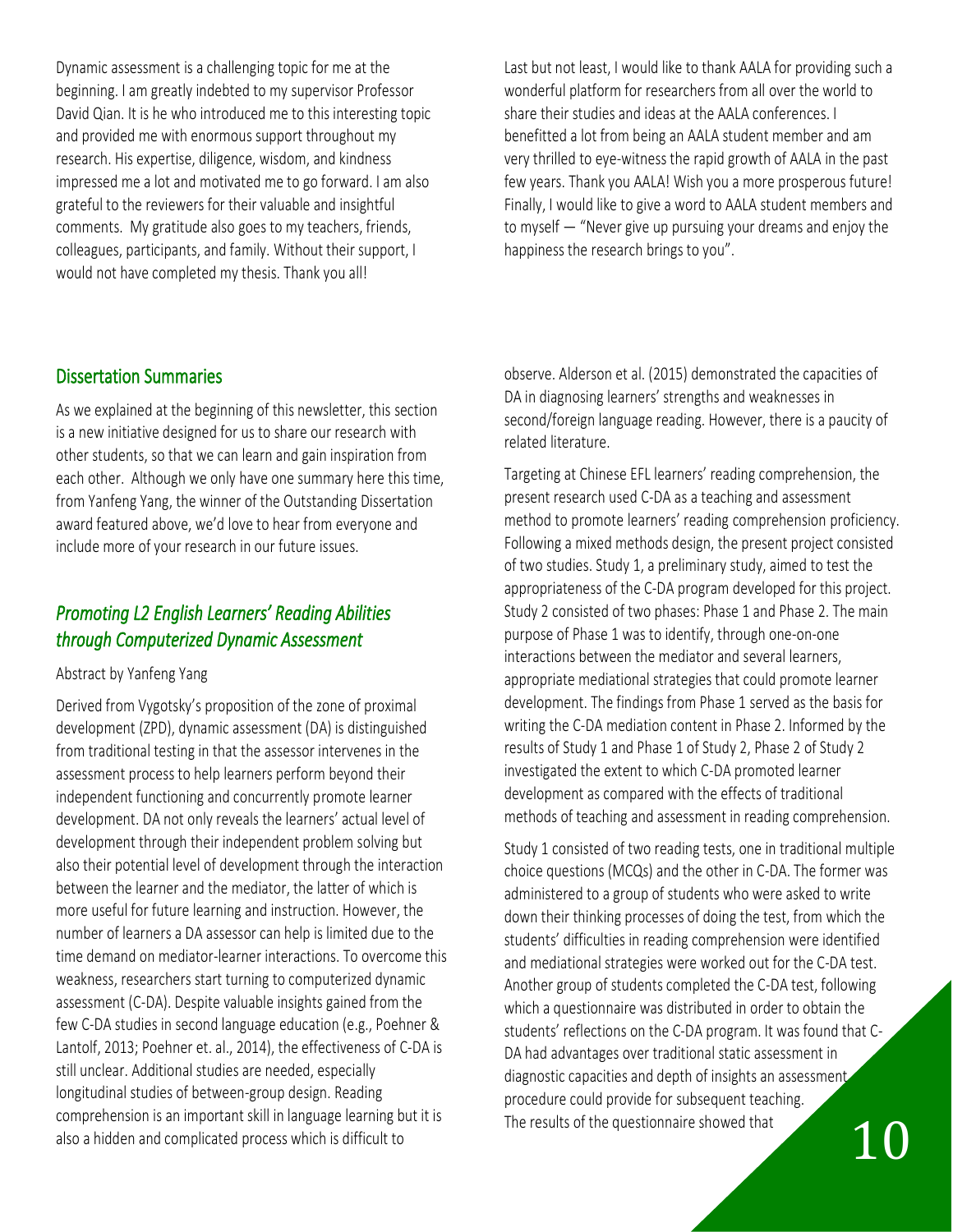Dynamic assessment is a challenging topic for me at the beginning. I am greatly indebted to my supervisor Professor David Qian. It is he who introduced me to this interesting topic and provided me with enormous support throughout my research. His expertise, diligence, wisdom, and kindness impressed me a lot and motivated me to go forward. I am also grateful to the reviewers for their valuable and insightful comments. My gratitude also goes to my teachers, friends, colleagues, participants, and family. Without their support, I would not have completed my thesis. Thank you all!

Last but not least, I would like to thank AALA for providing such a wonderful platform for researchers from all over the world to share their studies and ideas at the AALA conferences. I benefitted a lot from being an AALA student member and am very thrilled to eye-witness the rapid growth of AALA in the past few years. Thank you AALA! Wish you a more prosperous future! Finally, I would like to give a word to AALA student members and to myself — "Never give up pursuing your dreams and enjoy the happiness the research brings to you".

## Dissertation Summaries

As we explained at the beginning of this newsletter, this section is a new initiative designed for us to share our research with other students, so that we can learn and gain inspiration from each other. Although we only have one summary here this time, from Yanfeng Yang, the winner of the Outstanding Dissertation award featured above, we'd love to hear from everyone and include more of your research in our future issues.

### *Promoting L2 English Learners' Reading Abilities through Computerized Dynamic Assessment*

Abstract by Yanfeng Yang

Derived from Vygotsky's proposition of the zone of proximal development (ZPD), dynamic assessment (DA) is distinguished from traditional testing in that the assessor intervenes in the assessment process to help learners perform beyond their independent functioning and concurrently promote learner development. DA not only reveals the learners' actual level of development through their independent problem solving but also their potential level of development through the interaction between the learner and the mediator, the latter of which is more useful for future learning and instruction. However, the number of learners a DA assessor can help is limited due to the time demand on mediator-learner interactions. To overcome this weakness, researchers start turning to computerized dynamic assessment (C-DA). Despite valuable insights gained from the few C-DA studies in second language education (e.g., Poehner & Lantolf, 2013; Poehner et. al., 2014), the effectiveness of C-DA is still unclear. Additional studies are needed, especially longitudinal studies of between-group design. Reading comprehension is an important skill in language learning but it is also a hidden and complicated process which is difficult to observe. Alderson et al. (2015) demonstrated the capacities of DA in diagnosing learners' strengths and weaknesses in second/foreign language reading. However, there is a paucity of related literature.

Targeting at Chinese EFL learners' reading comprehension, the present research used C-DA as a teaching and assessment method to promote learners' reading comprehension proficiency. Following a mixed methods design, the present project consisted of two studies. Study 1, a preliminary study, aimed to test the appropriateness of the C-DA program developed for this project. Study 2 consisted of two phases: Phase 1 and Phase 2. The main purpose of Phase 1 was to identify, through one-on-one interactions between the mediator and several learners, appropriate mediational strategies that could promote learner development. The findings from Phase 1 served as the basis for writing the C-DA mediation content in Phase 2. Informed by the results of Study 1 and Phase 1 of Study 2, Phase 2 of Study 2 investigated the extent to which C-DA promoted learner development as compared with the effects of traditional methods of teaching and assessment in reading comprehension.

Study 1 consisted of two reading tests, one in traditional multiple choice questions (MCQs) and the other in C-DA. The former was administered to a group of students who were asked to write down their thinking processes of doing the test, from which the students' difficulties in reading comprehension were identified and mediational strategies were worked out for the C-DA test. Another group of students completed the C-DA test, following which a questionnaire was distributed in order to obtain the students' reflections on the C-DA program. It was found that C-DA had advantages over traditional static assessment in diagnostic capacities and depth of insights an assessment procedure could provide for subsequent teaching. The results of the questionnaire showed that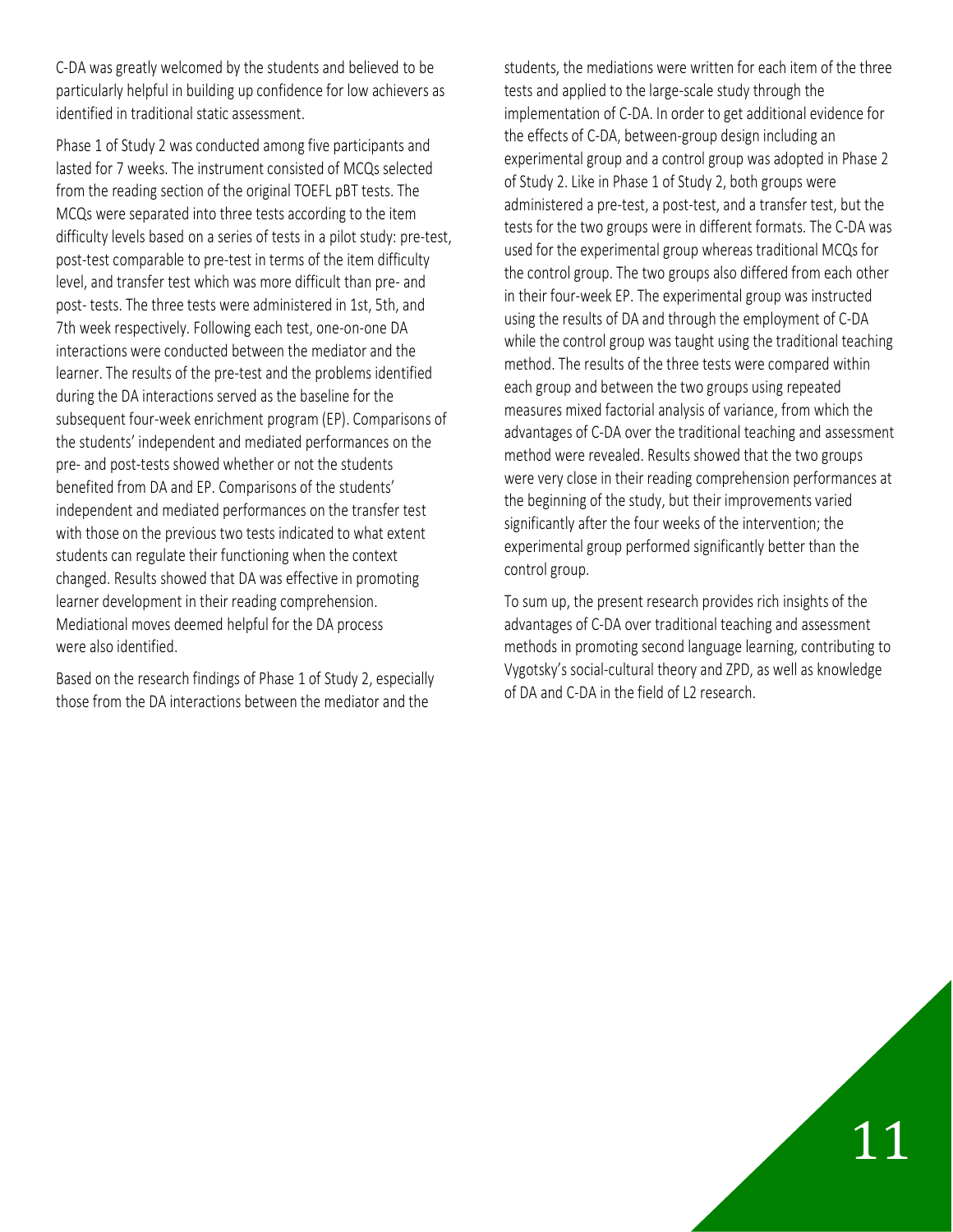C-DA was greatly welcomed by the students and believed to be particularly helpful in building up confidence for low achievers as identified in traditional static assessment.

Phase 1 of Study 2 was conducted among five participants and lasted for 7 weeks. The instrument consisted of MCQs selected from the reading section of the original TOEFL pBT tests. The MCQs were separated into three tests according to the item difficulty levels based on a series of tests in a pilot study: pre-test, post-test comparable to pre-test in terms of the item difficulty level, and transfer test which was more difficult than pre- and post- tests. The three tests were administered in 1st, 5th, and 7th week respectively. Following each test, one-on-one DA interactions were conducted between the mediator and the learner. The results of the pre-test and the problems identified during the DA interactions served as the baseline for the subsequent four-week enrichment program (EP). Comparisons of the students' independent and mediated performances on the pre- and post-tests showed whether or not the students benefited from DA and EP. Comparisons of the students' independent and mediated performances on the transfer test with those on the previous two tests indicated to what extent students can regulate their functioning when the context changed. Results showed that DA was effective in promoting learner development in their reading comprehension. Mediational moves deemed helpful for the DA process were also identified.

Based on the research findings of Phase 1 of Study 2, especially those from the DA interactions between the mediator and the students, the mediations were written for each item of the three tests and applied to the large-scale study through the implementation of C-DA. In order to get additional evidence for the effects of C-DA, between-group design including an experimental group and a control group was adopted in Phase 2 of Study 2. Like in Phase 1 of Study 2, both groups were administered a pre-test, a post-test, and a transfer test, but the tests for the two groups were in different formats. The C-DA was used for the experimental group whereas traditional MCQs for the control group. The two groups also differed from each other in their four-week EP. The experimental group was instructed using the results of DA and through the employment of C-DA while the control group was taught using the traditional teaching method. The results of the three tests were compared within each group and between the two groups using repeated measures mixed factorial analysis of variance, from which the advantages of C-DA over the traditional teaching and assessment method were revealed. Results showed that the two groups were very close in their reading comprehension performances at the beginning of the study, but their improvements varied significantly after the four weeks of the intervention; the experimental group performed significantly better than the control group.

To sum up, the present research provides rich insights of the advantages of C-DA over traditional teaching and assessment methods in promoting second language learning, contributing to Vygotsky's social-cultural theory and ZPD, as well as knowledge of DA and C-DA in the field of L2 research.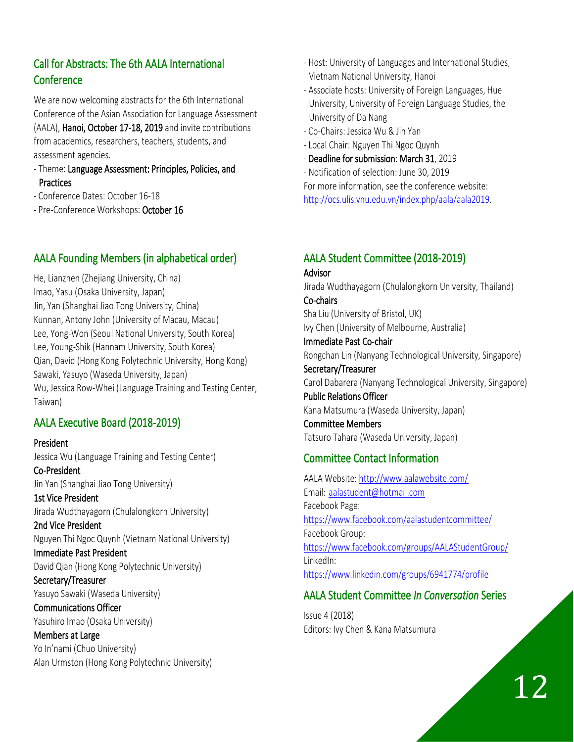## Call for Abstracts: The 6th AALA International Conference

We are now welcoming abstracts for the 6th International Conference of the Asian Association for Language Assessment (AALA), **Hanoi, October 17-18, 2019** and invite contributions from academics, researchers, teachers, students, and assessment agencies.

- Theme: **Language Assessment: Principles, Policies, and Practices**
- Conference Dates: October 16-18
- Pre-Conference Workshops: **October 16**
- Host: University of Languages and International Studies, Vietnam National University, Hanoi
- Associate hosts: University of Foreign Languages, Hue University, University of Foreign Language Studies, the University of Da Nang
- Co-Chairs: Jessica Wu & Jin Yan
- Local Chair: Nguyen Thi Ngoc Quynh
- **Deadline for submission**: **March 31**, 2019
- Notification of selection: June 30, 2019

For more information, see the conference website: http://ocs.ulis.vnu.edu.vn/index.php/aala/aala2019.

## AALA Founding Members (in alphabetical order)

He, Lianzhen (Zhejiang University, China)
Imao, Yasu (Osaka University, Japan)
Jin, Yan (Shanghai Jiao Tong University, China)
Kunnan, Antony John (University of Macau, Macau)
Lee, Yong-Won (Seoul National University, South Korea)
Lee, Young-Shik (Hannam University, South Korea)
Qian, David (Hong Kong Polytechnic University, Hong Kong)
Sawaki, Yasuyo (Waseda University, Japan)
Wu, Jessica Row-Whei (Language Training and Testing Center, Taiwan)

## AALA Executive Board (2018-2019)

**President**
Jessica Wu (Language Training and Testing Center)
**Co-President**
Jin Yan (Shanghai Jiao Tong University)
**1st Vice President**
Jirada Wudthayagorn (Chulalongkorn University)
**2nd Vice President**
Nguyen Thi Ngoc Quynh (Vietnam National University)
**Immediate Past President**
David Qian (Hong Kong Polytechnic University)
**Secretary/Treasurer**
Yasuyo Sawaki (Waseda University)
**Communications Officer**
Yasuhiro Imao (Osaka University)
**Members at Large**
Yo In'nami (Chuo University)
Alan Urmston (Hong Kong Polytechnic University)

## AALA Student Committee (2018-2019)

**Advisor**
Jirada Wudthayagorn (Chulalongkorn University, Thailand)
**Co-chairs**
Sha Liu (University of Bristol, UK)
Ivy Chen (University of Melbourne, Australia)
**Immediate Past Co-chair**
Rongchan Lin (Nanyang Technological University, Singapore)
**Secretary/Treasurer**
Carol Dabarera (Nanyang Technological University, Singapore)
**Public Relations Officer**
Kana Matsumura (Waseda University, Japan)
**Committee Members**
Tatsuro Tahara (Waseda University, Japan)

## Committee Contact Information

AALA Website: http://www.aalawebsite.com/
Email: aalastudent@hotmail.com
Facebook Page:
https://www.facebook.com/aalastudentcommittee/
Facebook Group:
https://www.facebook.com/groups/AALAStudentGroup/
LinkedIn:
https://www.linkedin.com/groups/6941774/profile

## AALA Student Committee *In Conversation* Series

Issue 4 (2018)
Editors: Ivy Chen & Kana Matsumura